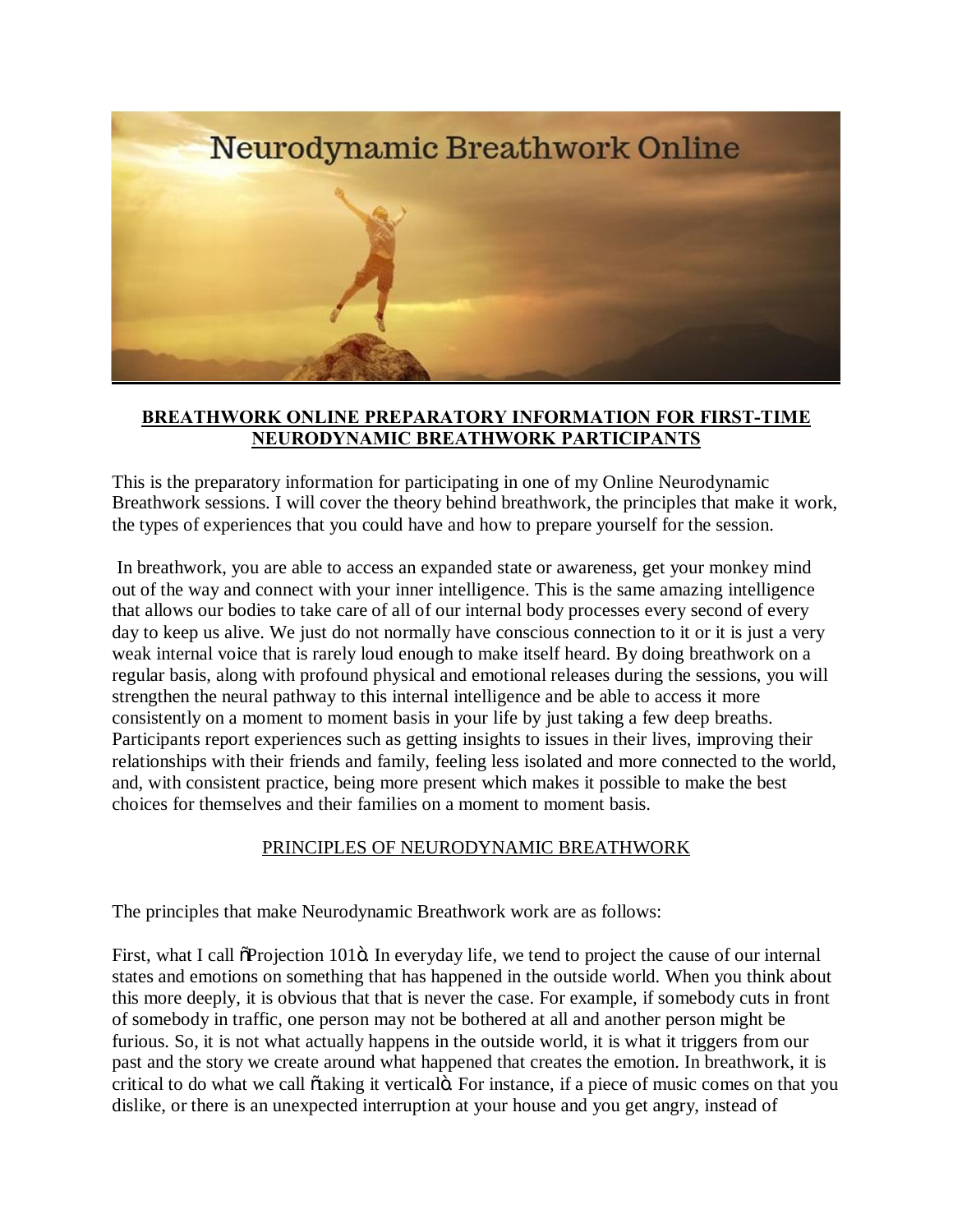# Neurodynamic Breathwork Online

## BREATHWORK ONLINE PREPARATORY INFORMATION FOR FIRST-TIME NEURODYNAMIC BREATHWORK PARTICIPANTS

This is the preparatory information for participating in one of my Online Neurodynamic Breathwork sessions. I will cover the theory behind breathwork, the principles that make it work, the types of experiences that you could have and how to prepare yourself for the session.

In breathwork, you are able to access an expanded state or awareness, get your monkey mind out of the way and connect with your inner intelligence. This is the same amazing intelligence that allows our bodies to take care of all of our internal body processes every second of every day to keep us alive. We just do not normally have conscious connection to it or it is just a very weak internal voice that is rarely loud enough to make itself heard. By doing breathwork on a regular basis, along with profound physical and emotional releases during the sessions, you will strengthen the neural pathway to this internal intelligence and be able to access it more consistently on a moment to moment basis in your life by just taking a few deep breaths. Participants report experiences such as getting insights to issues in their lives, improving their relationships with their friends and family, feeling less isolated and more connected to the world, and, with consistent practice, being more present which makes it possible to make the best choices for themselves and their families on a moment to moment basis.

### PRINCIPLES OF NEURODYNAMIC BREATHWORK

The principles that make Neurodynamic Breathwork work are as follows:

First, what I call "Projection 101". In everyday life, we tend to project the cause of our internal states and emotions on something that has happened in the outside world. When you think about this more deeply, it is obvious that that is never the case. For example, if somebody cuts in front of somebody in traffic, one person may not be bothered at all and another person might be furious. So, it is not what actually happens in the outside world, it is what it triggers from our past and the story we create around what happened that creates the emotion. In breathwork, it is critical to do what we call "taking it vertical". For instance, if a piece of music comes on that you dislike, or there is an unexpected interruption at your house and you get angry, instead of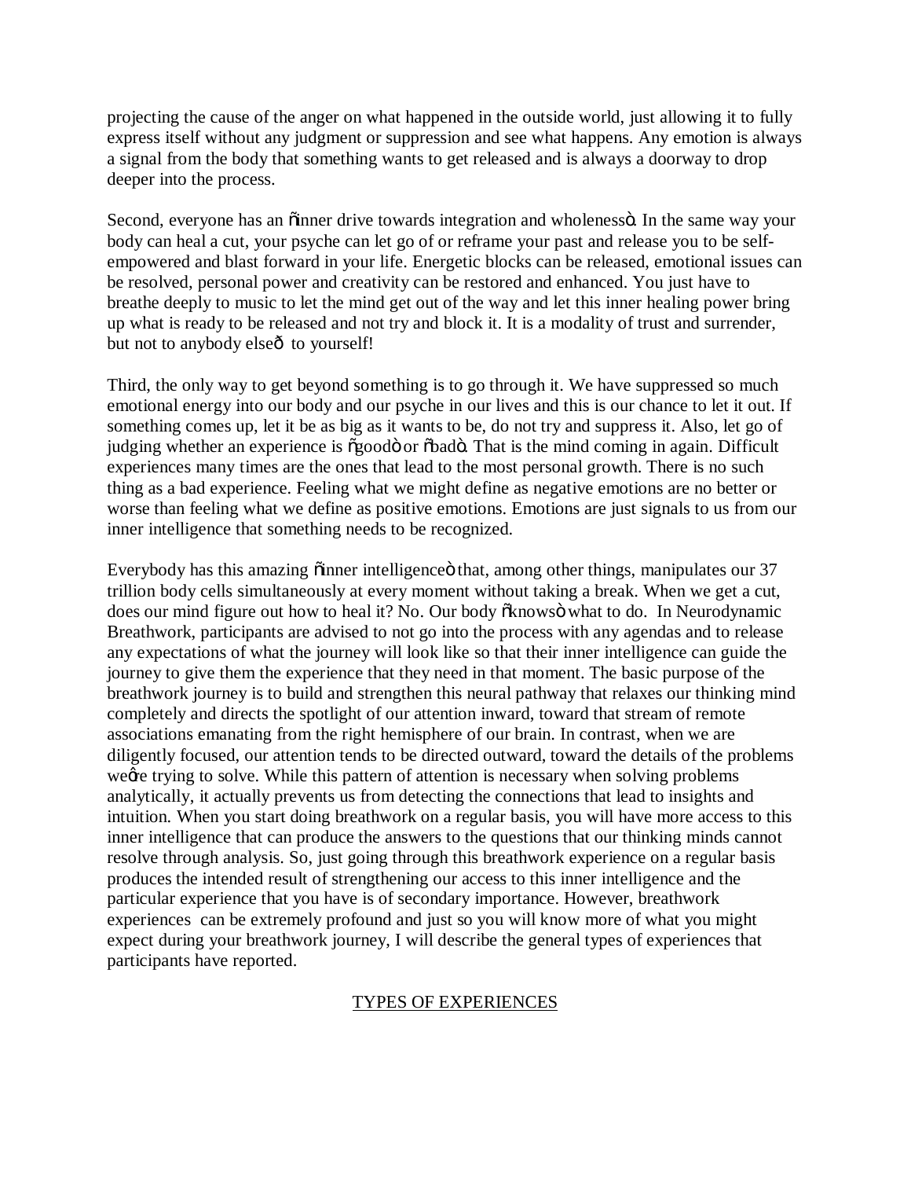projecting the cause of the anger on what happened in the outside world, just allowing it to fully express itself without any judgment or suppression and see what happens. Any emotion is always a signal from the body that something wants to get released and is always a doorway to drop deeper into the process.

Second, everyone has an "inner drive towards integration and wholeness". In the same way your body can heal a cut, your psyche can let go of or reframe your past and release you to be self-empowered and blast forward in your life. Energetic blocks can be released, emotional issues can be resolved, personal power and creativity can be restored and enhanced. You just have to breathe deeply to music to let the mind get out of the way and let this inner healing power bring up what is ready to be released and not try and block it. It is a modality of trust and surrender, but not to anybody else— to yourself!

Third, the only way to get beyond something is to go through it. We have suppressed so much emotional energy into our body and our psyche in our lives and this is our chance to let it out. If something comes up, let it be as big as it wants to be, do not try and suppress it. Also, let go of judging whether an experience is "good" or "bad". That is the mind coming in again. Difficult experiences many times are the ones that lead to the most personal growth. There is no such thing as a bad experience. Feeling what we might define as negative emotions are no better or worse than feeling what we define as positive emotions. Emotions are just signals to us from our inner intelligence that something needs to be recognized.

Everybody has this amazing "inner intelligence" that, among other things, manipulates our 37 trillion body cells simultaneously at every moment without taking a break. When we get a cut, does our mind figure out how to heal it? No. Our body "knows" what to do. In Neurodynamic Breathwork, participants are advised to not go into the process with any agendas and to release any expectations of what the journey will look like so that their inner intelligence can guide the journey to give them the experience that they need in that moment. The basic purpose of the breathwork journey is to build and strengthen this neural pathway that relaxes our thinking mind completely and directs the spotlight of our attention inward, toward that stream of remote associations emanating from the right hemisphere of our brain. In contrast, when we are diligently focused, our attention tends to be directed outward, toward the details of the problems we're trying to solve. While this pattern of attention is necessary when solving problems analytically, it actually prevents us from detecting the connections that lead to insights and intuition. When you start doing breathwork on a regular basis, you will have more access to this inner intelligence that can produce the answers to the questions that our thinking minds cannot resolve through analysis. So, just going through this breathwork experience on a regular basis produces the intended result of strengthening our access to this inner intelligence and the particular experience that you have is of secondary importance. However, breathwork experiences can be extremely profound and just so you will know more of what you might expect during your breathwork journey, I will describe the general types of experiences that participants have reported.

## TYPES OF EXPERIENCES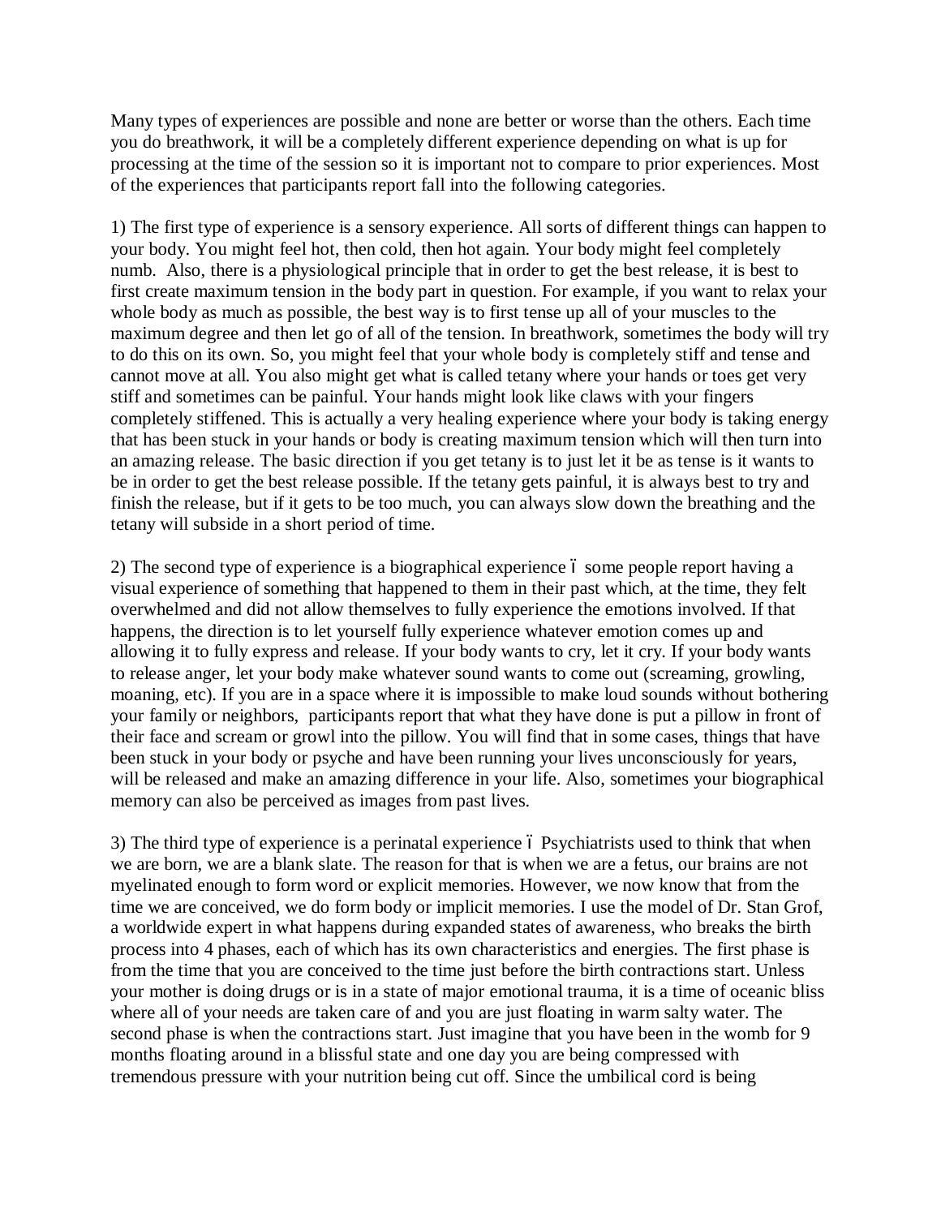Many types of experiences are possible and none are better or worse than the others. Each time you do breathwork, it will be a completely different experience depending on what is up for processing at the time of the session so it is important not to compare to prior experiences. Most of the experiences that participants report fall into the following categories.

1) The first type of experience is a sensory experience. All sorts of different things can happen to your body. You might feel hot, then cold, then hot again. Your body might feel completely numb. Also, there is a physiological principle that in order to get the best release, it is best to first create maximum tension in the body part in question. For example, if you want to relax your whole body as much as possible, the best way is to first tense up all of your muscles to the maximum degree and then let go of all of the tension. In breathwork, sometimes the body will try to do this on its own. So, you might feel that your whole body is completely stiff and tense and cannot move at all. You also might get what is called tetany where your hands or toes get very stiff and sometimes can be painful. Your hands might look like claws with your fingers completely stiffened. This is actually a very healing experience where your body is taking energy that has been stuck in your hands or body is creating maximum tension which will then turn into an amazing release. The basic direction if you get tetany is to just let it be as tense is it wants to be in order to get the best release possible. If the tetany gets painful, it is always best to try and finish the release, but if it gets to be too much, you can always slow down the breathing and the tetany will subside in a short period of time.

2) The second type of experience is a biographical experience ó some people report having a visual experience of something that happened to them in their past which, at the time, they felt overwhelmed and did not allow themselves to fully experience the emotions involved. If that happens, the direction is to let yourself fully experience whatever emotion comes up and allowing it to fully express and release. If your body wants to cry, let it cry. If your body wants to release anger, let your body make whatever sound wants to come out (screaming, growling, moaning, etc). If you are in a space where it is impossible to make loud sounds without bothering your family or neighbors, participants report that what they have done is put a pillow in front of their face and scream or growl into the pillow. You will find that in some cases, things that have been stuck in your body or psyche and have been running your lives unconsciously for years, will be released and make an amazing difference in your life. Also, sometimes your biographical memory can also be perceived as images from past lives.

3) The third type of experience is a perinatal experience ó Psychiatrists used to think that when we are born, we are a blank slate. The reason for that is when we are a fetus, our brains are not myelinated enough to form word or explicit memories. However, we now know that from the time we are conceived, we do form body or implicit memories. I use the model of Dr. Stan Grof, a worldwide expert in what happens during expanded states of awareness, who breaks the birth process into 4 phases, each of which has its own characteristics and energies. The first phase is from the time that you are conceived to the time just before the birth contractions start. Unless your mother is doing drugs or is in a state of major emotional trauma, it is a time of oceanic bliss where all of your needs are taken care of and you are just floating in warm salty water. The second phase is when the contractions start. Just imagine that you have been in the womb for 9 months floating around in a blissful state and one day you are being compressed with tremendous pressure with your nutrition being cut off. Since the umbilical cord is being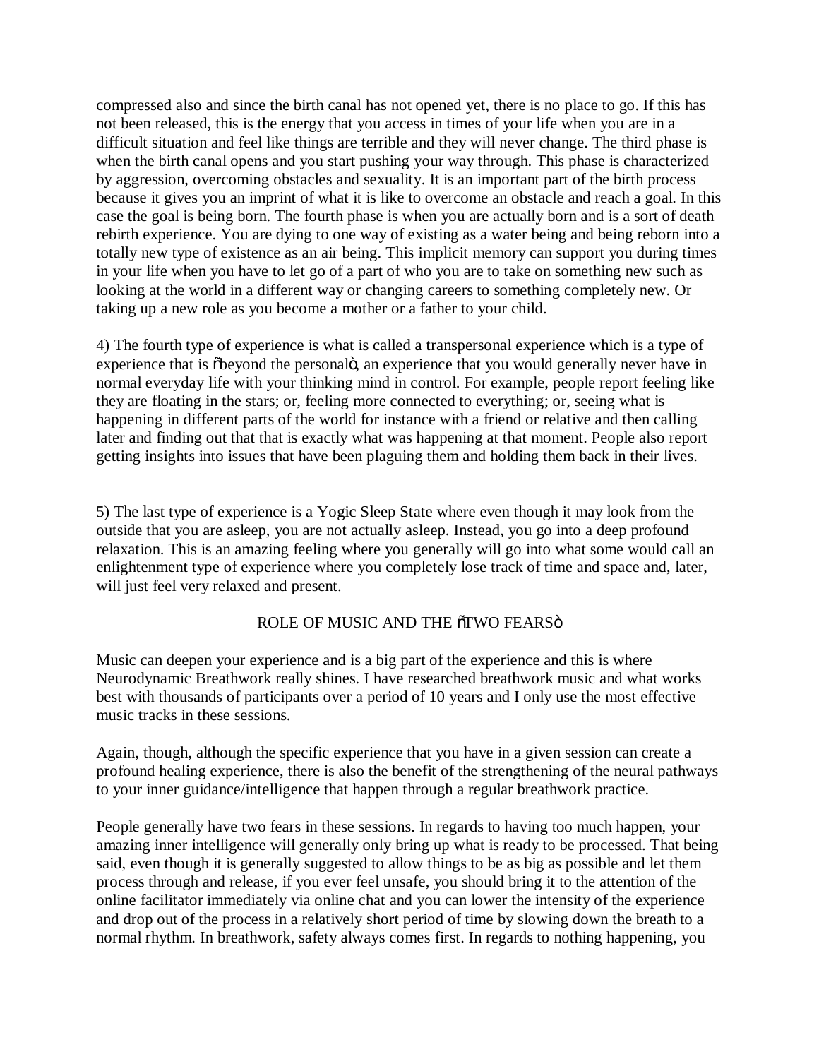compressed also and since the birth canal has not opened yet, there is no place to go. If this has not been released, this is the energy that you access in times of your life when you are in a difficult situation and feel like things are terrible and they will never change. The third phase is when the birth canal opens and you start pushing your way through. This phase is characterized by aggression, overcoming obstacles and sexuality. It is an important part of the birth process because it gives you an imprint of what it is like to overcome an obstacle and reach a goal. In this case the goal is being born. The fourth phase is when you are actually born and is a sort of death rebirth experience. You are dying to one way of existing as a water being and being reborn into a totally new type of existence as an air being. This implicit memory can support you during times in your life when you have to let go of a part of who you are to take on something new such as looking at the world in a different way or changing careers to something completely new. Or taking up a new role as you become a mother or a father to your child.

4) The fourth type of experience is what is called a transpersonal experience which is a type of experience that is õbeyond the personalö, an experience that you would generally never have in normal everyday life with your thinking mind in control. For example, people report feeling like they are floating in the stars; or, feeling more connected to everything; or, seeing what is happening in different parts of the world for instance with a friend or relative and then calling later and finding out that that is exactly what was happening at that moment. People also report getting insights into issues that have been plaguing them and holding them back in their lives.

5) The last type of experience is a Yogic Sleep State where even though it may look from the outside that you are asleep, you are not actually asleep. Instead, you go into a deep profound relaxation. This is an amazing feeling where you generally will go into what some would call an enlightenment type of experience where you completely lose track of time and space and, later, will just feel very relaxed and present.

## ROLE OF MUSIC AND THE õTWO FEARSö

Music can deepen your experience and is a big part of the experience and this is where Neurodynamic Breathwork really shines. I have researched breathwork music and what works best with thousands of participants over a period of 10 years and I only use the most effective music tracks in these sessions.

Again, though, although the specific experience that you have in a given session can create a profound healing experience, there is also the benefit of the strengthening of the neural pathways to your inner guidance/intelligence that happen through a regular breathwork practice.

People generally have two fears in these sessions. In regards to having too much happen, your amazing inner intelligence will generally only bring up what is ready to be processed. That being said, even though it is generally suggested to allow things to be as big as possible and let them process through and release, if you ever feel unsafe, you should bring it to the attention of the online facilitator immediately via online chat and you can lower the intensity of the experience and drop out of the process in a relatively short period of time by slowing down the breath to a normal rhythm. In breathwork, safety always comes first. In regards to nothing happening, you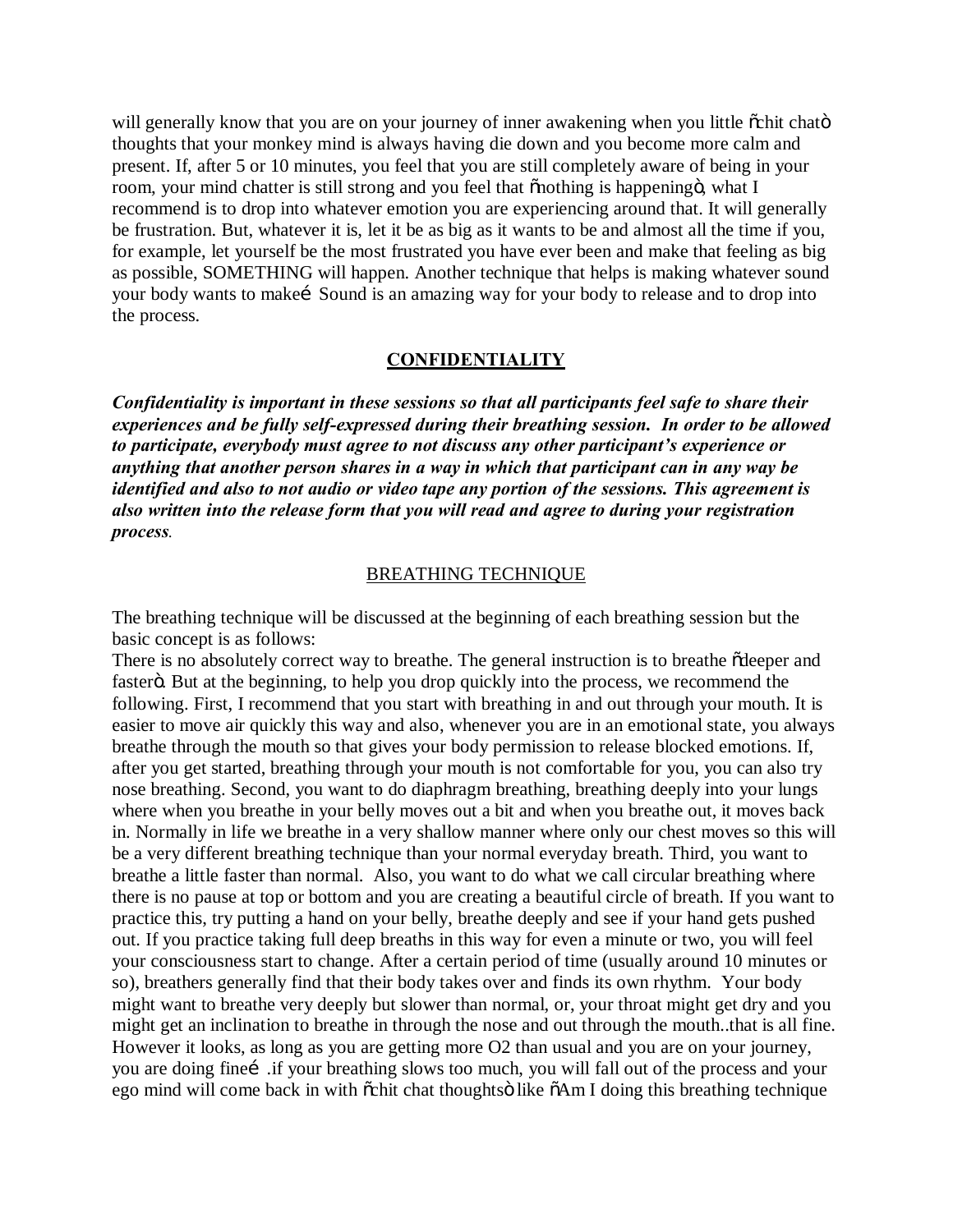will generally know that you are on your journey of inner awakening when you little õchit chatö thoughts that your monkey mind is always having die down and you become more calm and present. If, after 5 or 10 minutes, you feel that you are still completely aware of being in your room, your mind chatter is still strong and you feel that õnothing is happeningö, what I recommend is to drop into whatever emotion you are experiencing around that. It will generally be frustration. But, whatever it is, let it be as big as it wants to be and almost all the time if you, for example, let yourself be the most frustrated you have ever been and make that feeling as big as possible, SOMETHING will happen. Another technique that helps is making whatever sound your body wants to makeí Sound is an amazing way for your body to release and to drop into the process.

## CONFIDENTIALITY

***Confidentiality is important in these sessions so that all participants feel safe to share their experiences and be fully self-expressed during their breathing session. In order to be allowed to participate, everybody must agree to not discuss any other participant's experience or anything that another person shares in a way in which that participant can in any way be identified and also to not audio or video tape any portion of the sessions. This agreement is also written into the release form that you will read and agree to during your registration process.***

## BREATHING TECHNIQUE

The breathing technique will be discussed at the beginning of each breathing session but the basic concept is as follows:

There is no absolutely correct way to breathe. The general instruction is to breathe õdeeper and fasterö. But at the beginning, to help you drop quickly into the process, we recommend the following. First, I recommend that you start with breathing in and out through your mouth. It is easier to move air quickly this way and also, whenever you are in an emotional state, you always breathe through the mouth so that gives your body permission to release blocked emotions. If, after you get started, breathing through your mouth is not comfortable for you, you can also try nose breathing. Second, you want to do diaphragm breathing, breathing deeply into your lungs where when you breathe in your belly moves out a bit and when you breathe out, it moves back in. Normally in life we breathe in a very shallow manner where only our chest moves so this will be a very different breathing technique than your normal everyday breath. Third, you want to breathe a little faster than normal. Also, you want to do what we call circular breathing where there is no pause at top or bottom and you are creating a beautiful circle of breath. If you want to practice this, try putting a hand on your belly, breathe deeply and see if your hand gets pushed out. If you practice taking full deep breaths in this way for even a minute or two, you will feel your consciousness start to change. After a certain period of time (usually around 10 minutes or so), breathers generally find that their body takes over and finds its own rhythm. Your body might want to breathe very deeply but slower than normal, or, your throat might get dry and you might get an inclination to breathe in through the nose and out through the mouth..that is all fine. However it looks, as long as you are getting more $O_2$ than usual and you are on your journey, you are doing fineí .if your breathing slows too much, you will fall out of the process and your ego mind will come back in with õchit chat thoughtsö like õAm I doing this breathing technique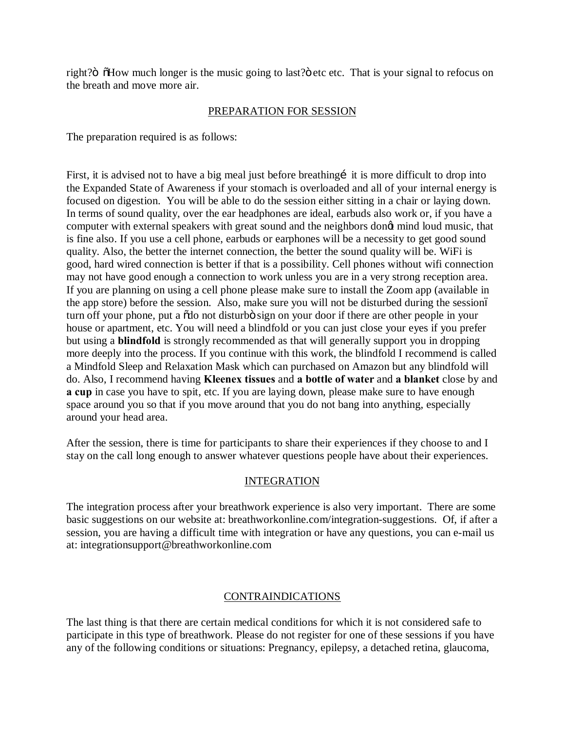right?ö õHow much longer is the music going to last?ö etc etc. That is your signal to refocus on the breath and move more air.

## PREPARATION FOR SESSION

The preparation required is as follows:

First, it is advised not to have a big meal just before breathingí it is more difficult to drop into the Expanded State of Awareness if your stomach is overloaded and all of your internal energy is focused on digestion. You will be able to do the session either sitting in a chair or laying down. In terms of sound quality, over the ear headphones are ideal, earbuds also work or, if you have a computer with external speakers with great sound and the neighbors donøt mind loud music, that is fine also. If you use a cell phone, earbuds or earphones will be a necessity to get good sound quality. Also, the better the internet connection, the better the sound quality will be. WiFi is good, hard wired connection is better if that is a possibility. Cell phones without wifi connection may not have good enough a connection to work unless you are in a very strong reception area. If you are planning on using a cell phone please make sure to install the Zoom app (available in the app store) before the session. Also, make sure you will not be disturbed during the sessionô turn off your phone, put a õdo not disturbö sign on your door if there are other people in your house or apartment, etc. You will need a blindfold or you can just close your eyes if you prefer but using a **blindfold** is strongly recommended as that will generally support you in dropping more deeply into the process. If you continue with this work, the blindfold I recommend is called a Mindfold Sleep and Relaxation Mask which can purchased on Amazon but any blindfold will do. Also, I recommend having **Kleenex tissues** and **a bottle of water** and **a blanket** close by and **a cup** in case you have to spit, etc. If you are laying down, please make sure to have enough space around you so that if you move around that you do not bang into anything, especially around your head area.

After the session, there is time for participants to share their experiences if they choose to and I stay on the call long enough to answer whatever questions people have about their experiences.

## INTEGRATION

The integration process after your breathwork experience is also very important. There are some basic suggestions on our website at: breathworkonline.com/integration-suggestions. Of, if after a session, you are having a difficult time with integration or have any questions, you can e-mail us at: integrationsupport@breathworkonline.com

## CONTRAINDICATIONS

The last thing is that there are certain medical conditions for which it is not considered safe to participate in this type of breathwork. Please do not register for one of these sessions if you have any of the following conditions or situations: Pregnancy, epilepsy, a detached retina, glaucoma,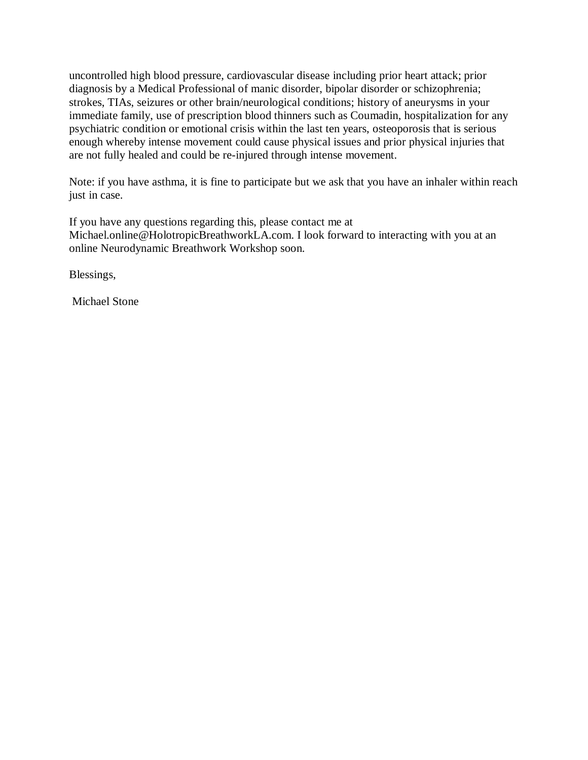uncontrolled high blood pressure, cardiovascular disease including prior heart attack; prior diagnosis by a Medical Professional of manic disorder, bipolar disorder or schizophrenia; strokes, TIAs, seizures or other brain/neurological conditions; history of aneurysms in your immediate family, use of prescription blood thinners such as Coumadin, hospitalization for any psychiatric condition or emotional crisis within the last ten years, osteoporosis that is serious enough whereby intense movement could cause physical issues and prior physical injuries that are not fully healed and could be re-injured through intense movement.

Note: if you have asthma, it is fine to participate but we ask that you have an inhaler within reach just in case.

If you have any questions regarding this, please contact me at Michael.online@HolotropicBreathworkLA.com. I look forward to interacting with you at an online Neurodynamic Breathwork Workshop soon.

Blessings,

Michael Stone